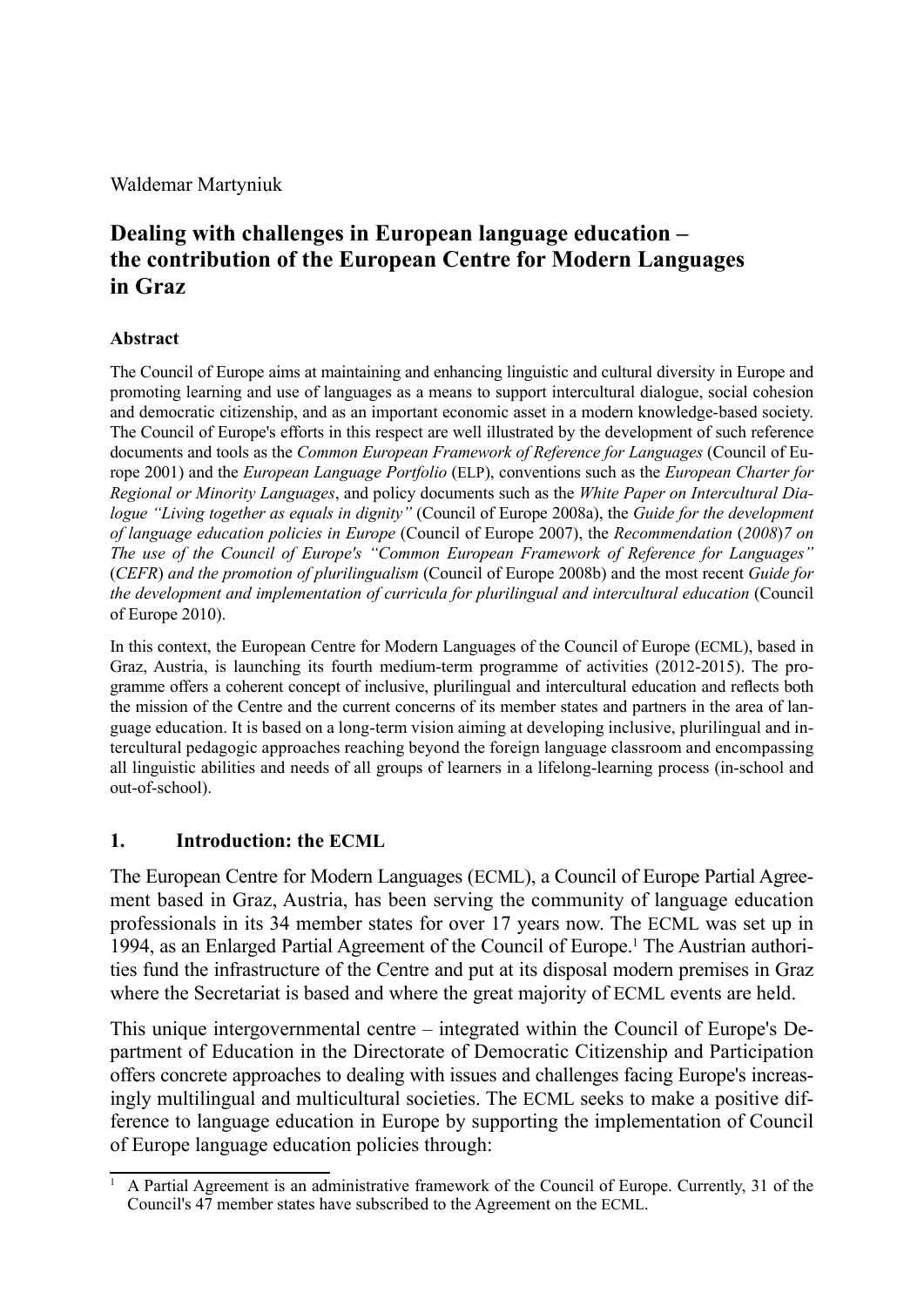Waldemar Martyniuk

# Dealing with challenges in European language education – the contribution of the European Centre for Modern Languages in Graz

### Abstract

The Council of Europe aims at maintaining and enhancing linguistic and cultural diversity in Europe and promoting learning and use of languages as a means to support intercultural dialogue, social cohesion and democratic citizenship, and as an important economic asset in a modern knowledge-based society. The Council of Europe's efforts in this respect are well illustrated by the development of such reference documents and tools as the *Common European Framework of Reference for Languages* (Council of Europe 2001) and the *European Language Portfolio* (ELP), conventions such as the *European Charter for Regional or Minority Languages*, and policy documents such as the *White Paper on Intercultural Dialogue "Living together as equals in dignity"* (Council of Europe 2008a), the *Guide for the development of language education policies in Europe* (Council of Europe 2007), the *Recommendation* (*2008*)*7 on The use of the Council of Europe's "Common European Framework of Reference for Languages"* (*CEFR*) *and the promotion of plurilingualism* (Council of Europe 2008b) and the most recent *Guide for the development and implementation of curricula for plurilingual and intercultural education* (Council of Europe 2010).

In this context, the European Centre for Modern Languages of the Council of Europe (ECML), based in Graz, Austria, is launching its fourth medium-term programme of activities (2012-2015). The programme offers a coherent concept of inclusive, plurilingual and intercultural education and reflects both the mission of the Centre and the current concerns of its member states and partners in the area of language education. It is based on a long-term vision aiming at developing inclusive, plurilingual and intercultural pedagogic approaches reaching beyond the foreign language classroom and encompassing all linguistic abilities and needs of all groups of learners in a lifelong-learning process (in-school and out-of-school).

## 1. Introduction: the ECML

The European Centre for Modern Languages (ECML), a Council of Europe Partial Agreement based in Graz, Austria, has been serving the community of language education professionals in its 34 member states for over 17 years now. The ECML was set up in 1994, as an Enlarged Partial Agreement of the Council of Europe.[1] The Austrian authorities fund the infrastructure of the Centre and put at its disposal modern premises in Graz where the Secretariat is based and where the great majority of ECML events are held.

This unique intergovernmental centre – integrated within the Council of Europe's Department of Education in the Directorate of Democratic Citizenship and Participation offers concrete approaches to dealing with issues and challenges facing Europe's increasingly multilingual and multicultural societies. The ECML seeks to make a positive difference to language education in Europe by supporting the implementation of Council of Europe language education policies through:

[1] A Partial Agreement is an administrative framework of the Council of Europe. Currently, 31 of the Council's 47 member states have subscribed to the Agreement on the ECML.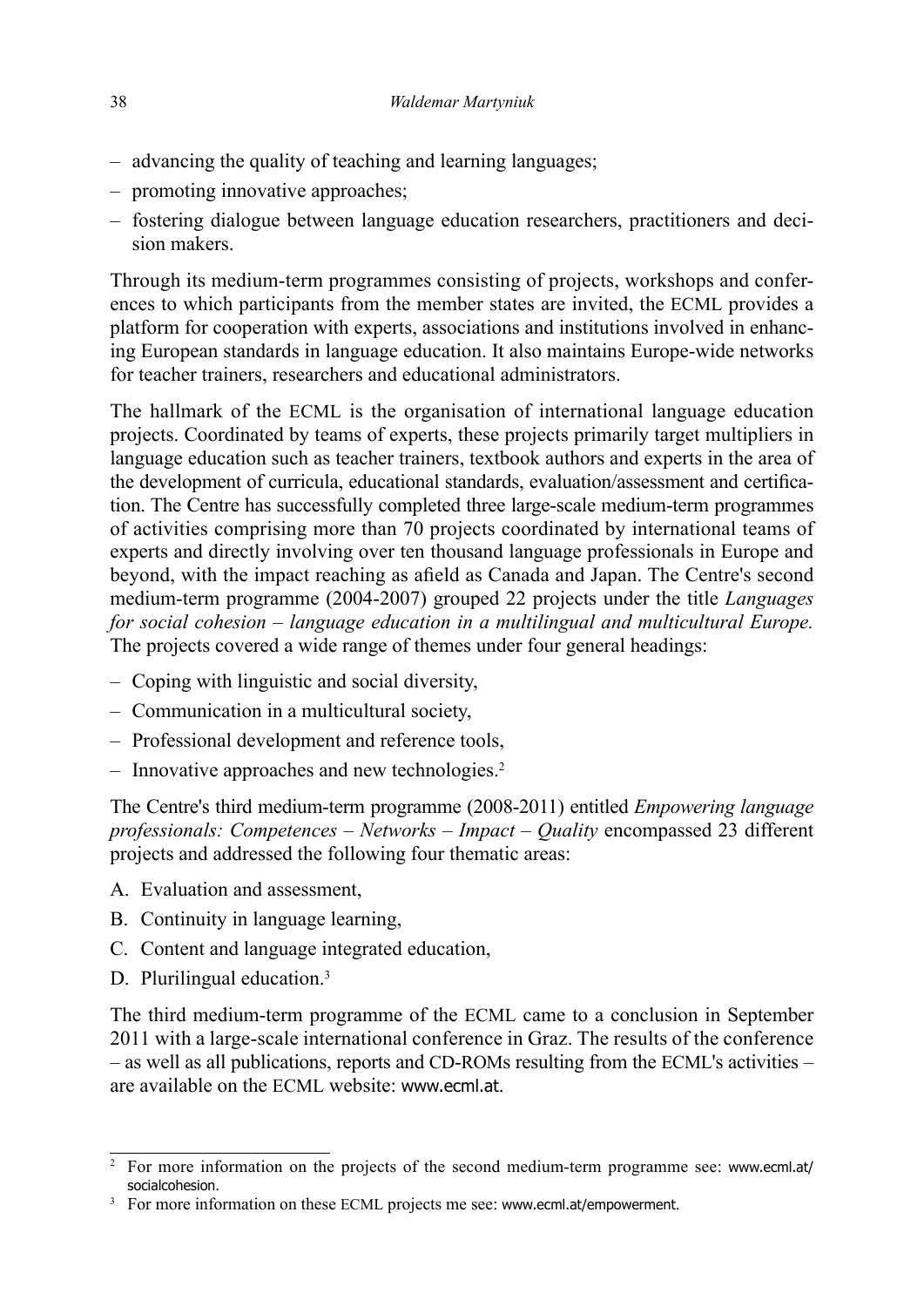– advancing the quality of teaching and learning languages;
– promoting innovative approaches;
– fostering dialogue between language education researchers, practitioners and decision makers.

Through its medium-term programmes consisting of projects, workshops and conferences to which participants from the member states are invited, the ECML provides a platform for cooperation with experts, associations and institutions involved in enhancing European standards in language education. It also maintains Europe-wide networks for teacher trainers, researchers and educational administrators.

The hallmark of the ECML is the organisation of international language education projects. Coordinated by teams of experts, these projects primarily target multipliers in language education such as teacher trainers, textbook authors and experts in the area of the development of curricula, educational standards, evaluation/assessment and certification. The Centre has successfully completed three large-scale medium-term programmes of activities comprising more than 70 projects coordinated by international teams of experts and directly involving over ten thousand language professionals in Europe and beyond, with the impact reaching as afield as Canada and Japan. The Centre's second medium-term programme (2004-2007) grouped 22 projects under the title *Languages for social cohesion – language education in a multilingual and multicultural Europe.* The projects covered a wide range of themes under four general headings:

– Coping with linguistic and social diversity,
– Communication in a multicultural society,
– Professional development and reference tools,
– Innovative approaches and new technologies.[2]

The Centre's third medium-term programme (2008-2011) entitled *Empowering language professionals: Competences – Networks – Impact – Quality* encompassed 23 different projects and addressed the following four thematic areas:

A. Evaluation and assessment,
B. Continuity in language learning,
C. Content and language integrated education,
D. Plurilingual education.[3]

The third medium-term programme of the ECML came to a conclusion in September 2011 with a large-scale international conference in Graz. The results of the conference – as well as all publications, reports and CD-ROMs resulting from the ECML's activities – are available on the ECML website: www.ecml.at.

---

[2] For more information on the projects of the second medium-term programme see: www.ecml.at/socialcohesion.

[3] For more information on these ECML projects me see: www.ecml.at/empowerment.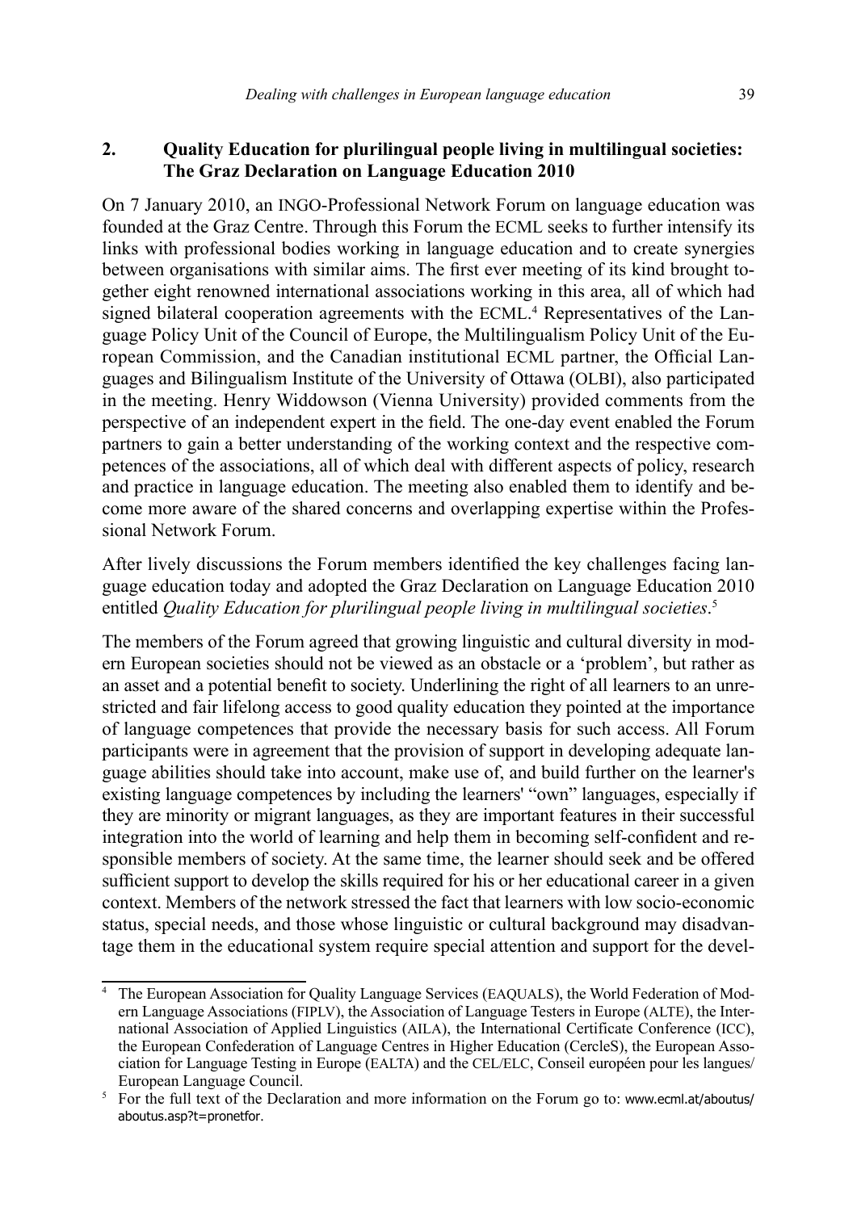## 2. Quality Education for plurilingual people living in multilingual societies: The Graz Declaration on Language Education 2010

On 7 January 2010, an INGO-Professional Network Forum on language education was founded at the Graz Centre. Through this Forum the ECML seeks to further intensify its links with professional bodies working in language education and to create synergies between organisations with similar aims. The first ever meeting of its kind brought together eight renowned international associations working in this area, all of which had signed bilateral cooperation agreements with the ECML.[4] Representatives of the Language Policy Unit of the Council of Europe, the Multilingualism Policy Unit of the European Commission, and the Canadian institutional ECML partner, the Official Languages and Bilingualism Institute of the University of Ottawa (OLBI), also participated in the meeting. Henry Widdowson (Vienna University) provided comments from the perspective of an independent expert in the field. The one-day event enabled the Forum partners to gain a better understanding of the working context and the respective competences of the associations, all of which deal with different aspects of policy, research and practice in language education. The meeting also enabled them to identify and become more aware of the shared concerns and overlapping expertise within the Professional Network Forum.

After lively discussions the Forum members identified the key challenges facing language education today and adopted the Graz Declaration on Language Education 2010 entitled *Quality Education for plurilingual people living in multilingual societies*.[5]

The members of the Forum agreed that growing linguistic and cultural diversity in modern European societies should not be viewed as an obstacle or a 'problem', but rather as an asset and a potential benefit to society. Underlining the right of all learners to an unrestricted and fair lifelong access to good quality education they pointed at the importance of language competences that provide the necessary basis for such access. All Forum participants were in agreement that the provision of support in developing adequate language abilities should take into account, make use of, and build further on the learner's existing language competences by including the learners' "own" languages, especially if they are minority or migrant languages, as they are important features in their successful integration into the world of learning and help them in becoming self-confident and responsible members of society. At the same time, the learner should seek and be offered sufficient support to develop the skills required for his or her educational career in a given context. Members of the network stressed the fact that learners with low socio-economic status, special needs, and those whose linguistic or cultural background may disadvantage them in the educational system require special attention and support for the devel-

[4] The European Association for Quality Language Services (EAQUALS), the World Federation of Modern Language Associations (FIPLV), the Association of Language Testers in Europe (ALTE), the International Association of Applied Linguistics (AILA), the International Certificate Conference (ICC), the European Confederation of Language Centres in Higher Education (CercleS), the European Association for Language Testing in Europe (EALTA) and the CEL/ELC, Conseil européen pour les langues/ European Language Council.

[5] For the full text of the Declaration and more information on the Forum go to: www.ecml.at/aboutus/aboutus.asp?t=pronetfor.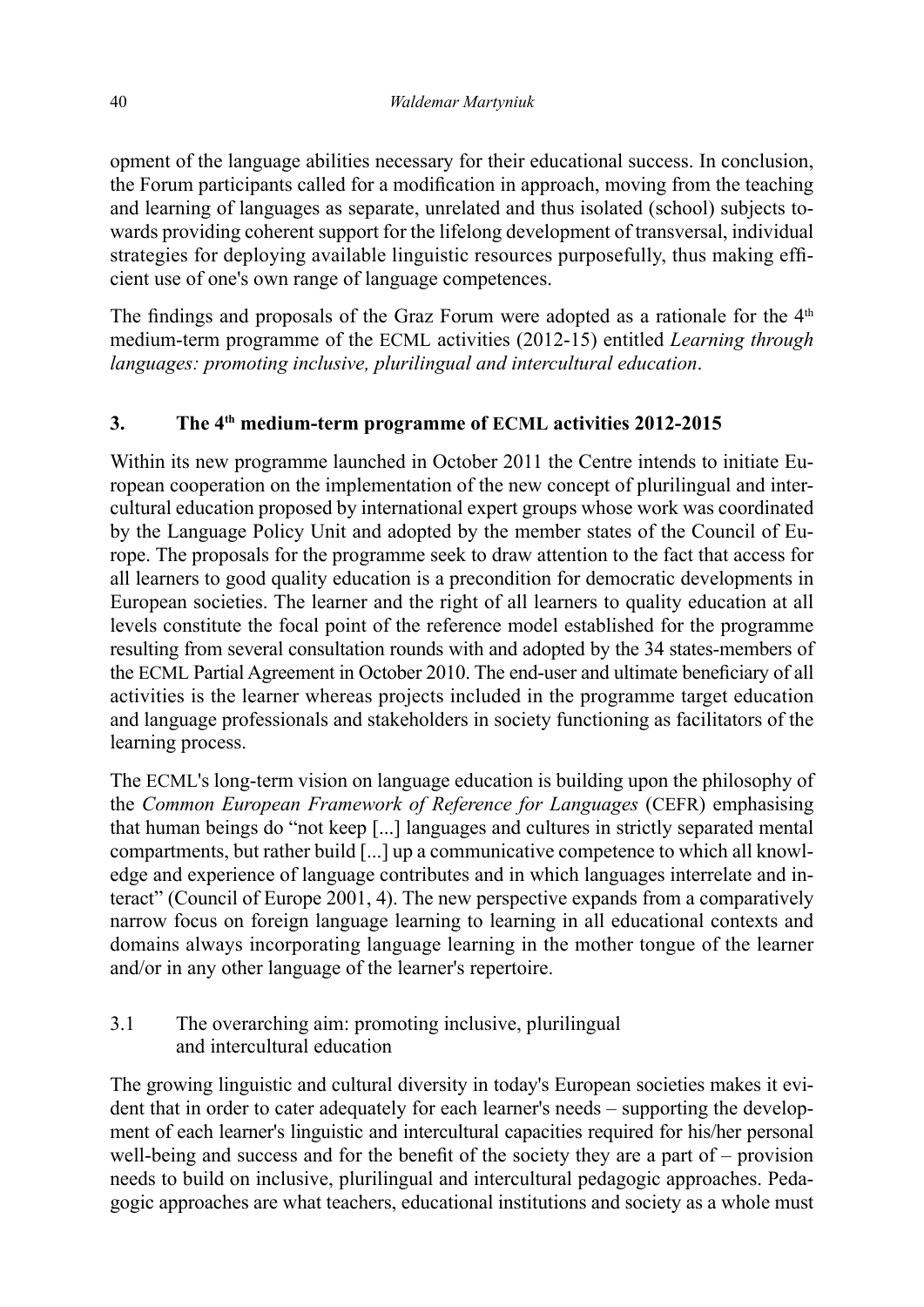opment of the language abilities necessary for their educational success. In conclusion, the Forum participants called for a modification in approach, moving from the teaching and learning of languages as separate, unrelated and thus isolated (school) subjects towards providing coherent support for the lifelong development of transversal, individual strategies for deploying available linguistic resources purposefully, thus making efficient use of one's own range of language competences.

The findings and proposals of the Graz Forum were adopted as a rationale for the 4th medium-term programme of the ECML activities (2012-15) entitled *Learning through languages: promoting inclusive, plurilingual and intercultural education*.

## 3. The 4th medium-term programme of ECML activities 2012-2015

Within its new programme launched in October 2011 the Centre intends to initiate European cooperation on the implementation of the new concept of plurilingual and intercultural education proposed by international expert groups whose work was coordinated by the Language Policy Unit and adopted by the member states of the Council of Europe. The proposals for the programme seek to draw attention to the fact that access for all learners to good quality education is a precondition for democratic developments in European societies. The learner and the right of all learners to quality education at all levels constitute the focal point of the reference model established for the programme resulting from several consultation rounds with and adopted by the 34 states-members of the ECML Partial Agreement in October 2010. The end-user and ultimate beneficiary of all activities is the learner whereas projects included in the programme target education and language professionals and stakeholders in society functioning as facilitators of the learning process.

The ECML's long-term vision on language education is building upon the philosophy of the *Common European Framework of Reference for Languages* (CEFR) emphasising that human beings do "not keep [...] languages and cultures in strictly separated mental compartments, but rather build [...] up a communicative competence to which all knowledge and experience of language contributes and in which languages interrelate and interact" (Council of Europe 2001, 4). The new perspective expands from a comparatively narrow focus on foreign language learning to learning in all educational contexts and domains always incorporating language learning in the mother tongue of the learner and/or in any other language of the learner's repertoire.

### 3.1 The overarching aim: promoting inclusive, plurilingual and intercultural education

The growing linguistic and cultural diversity in today's European societies makes it evident that in order to cater adequately for each learner's needs – supporting the development of each learner's linguistic and intercultural capacities required for his/her personal well-being and success and for the benefit of the society they are a part of – provision needs to build on inclusive, plurilingual and intercultural pedagogic approaches. Pedagogic approaches are what teachers, educational institutions and society as a whole must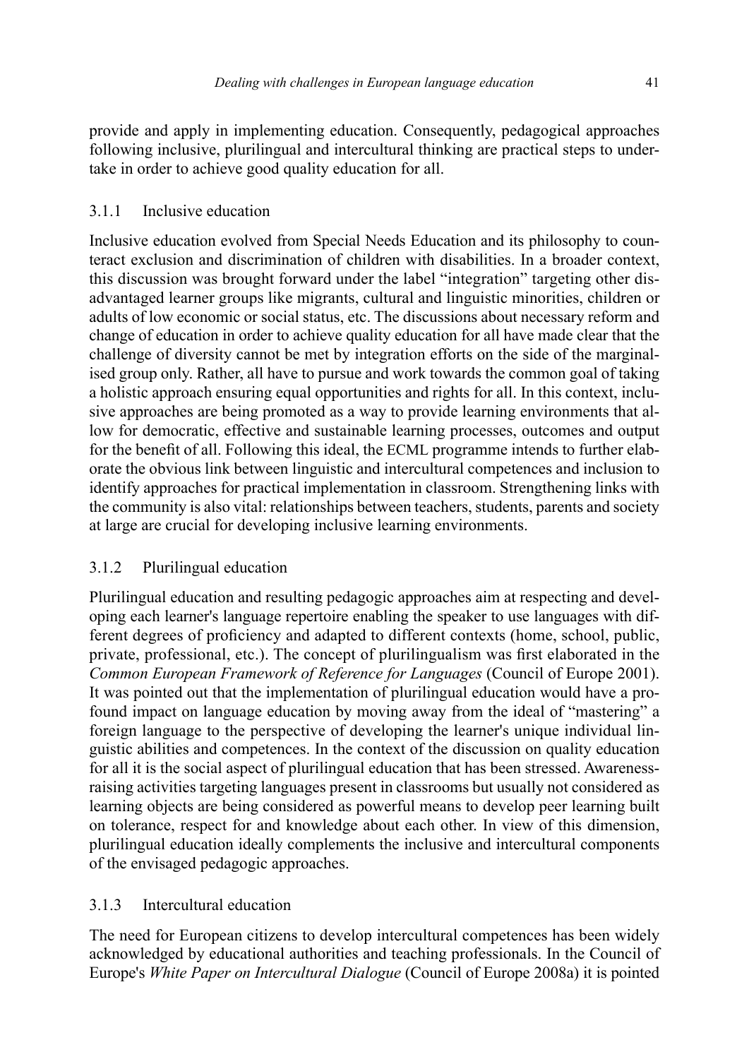provide and apply in implementing education. Consequently, pedagogical approaches following inclusive, plurilingual and intercultural thinking are practical steps to undertake in order to achieve good quality education for all.

### 3.1.1 Inclusive education

Inclusive education evolved from Special Needs Education and its philosophy to counteract exclusion and discrimination of children with disabilities. In a broader context, this discussion was brought forward under the label "integration" targeting other disadvantaged learner groups like migrants, cultural and linguistic minorities, children or adults of low economic or social status, etc. The discussions about necessary reform and change of education in order to achieve quality education for all have made clear that the challenge of diversity cannot be met by integration efforts on the side of the marginalised group only. Rather, all have to pursue and work towards the common goal of taking a holistic approach ensuring equal opportunities and rights for all. In this context, inclusive approaches are being promoted as a way to provide learning environments that allow for democratic, effective and sustainable learning processes, outcomes and output for the benefit of all. Following this ideal, the ECML programme intends to further elaborate the obvious link between linguistic and intercultural competences and inclusion to identify approaches for practical implementation in classroom. Strengthening links with the community is also vital: relationships between teachers, students, parents and society at large are crucial for developing inclusive learning environments.

### 3.1.2 Plurilingual education

Plurilingual education and resulting pedagogic approaches aim at respecting and developing each learner's language repertoire enabling the speaker to use languages with different degrees of proficiency and adapted to different contexts (home, school, public, private, professional, etc.). The concept of plurilingualism was first elaborated in the *Common European Framework of Reference for Languages* (Council of Europe 2001). It was pointed out that the implementation of plurilingual education would have a profound impact on language education by moving away from the ideal of "mastering" a foreign language to the perspective of developing the learner's unique individual linguistic abilities and competences. In the context of the discussion on quality education for all it is the social aspect of plurilingual education that has been stressed. Awareness-raising activities targeting languages present in classrooms but usually not considered as learning objects are being considered as powerful means to develop peer learning built on tolerance, respect for and knowledge about each other. In view of this dimension, plurilingual education ideally complements the inclusive and intercultural components of the envisaged pedagogic approaches.

### 3.1.3 Intercultural education

The need for European citizens to develop intercultural competences has been widely acknowledged by educational authorities and teaching professionals. In the Council of Europe's *White Paper on Intercultural Dialogue* (Council of Europe 2008a) it is pointed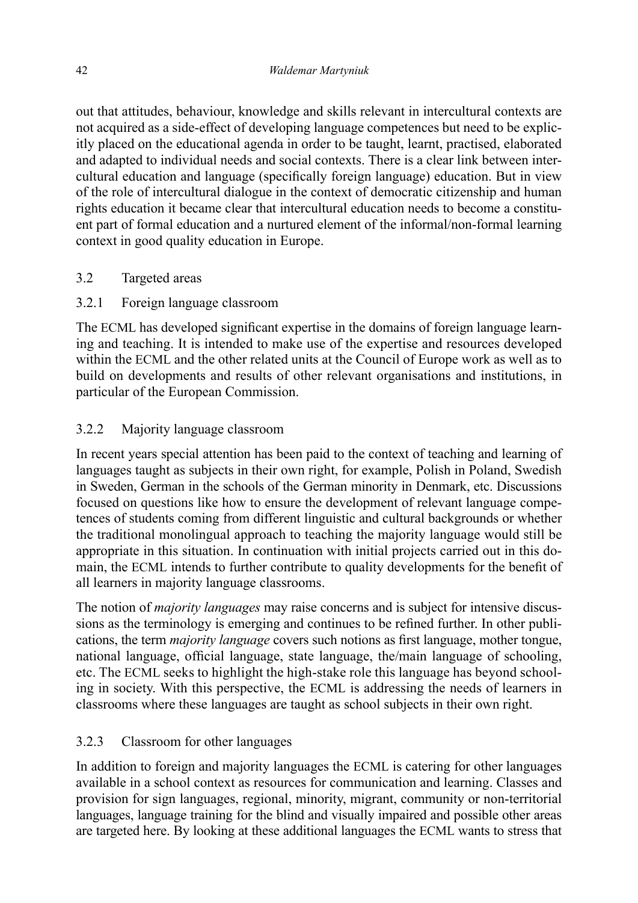out that attitudes, behaviour, knowledge and skills relevant in intercultural contexts are not acquired as a side-effect of developing language competences but need to be explicitly placed on the educational agenda in order to be taught, learnt, practised, elaborated and adapted to individual needs and social contexts. There is a clear link between intercultural education and language (specifically foreign language) education. But in view of the role of intercultural dialogue in the context of democratic citizenship and human rights education it became clear that intercultural education needs to become a constituent part of formal education and a nurtured element of the informal/non-formal learning context in good quality education in Europe.

## 3.2 Targeted areas

### 3.2.1 Foreign language classroom

The ECML has developed significant expertise in the domains of foreign language learning and teaching. It is intended to make use of the expertise and resources developed within the ECML and the other related units at the Council of Europe work as well as to build on developments and results of other relevant organisations and institutions, in particular of the European Commission.

### 3.2.2 Majority language classroom

In recent years special attention has been paid to the context of teaching and learning of languages taught as subjects in their own right, for example, Polish in Poland, Swedish in Sweden, German in the schools of the German minority in Denmark, etc. Discussions focused on questions like how to ensure the development of relevant language competences of students coming from different linguistic and cultural backgrounds or whether the traditional monolingual approach to teaching the majority language would still be appropriate in this situation. In continuation with initial projects carried out in this domain, the ECML intends to further contribute to quality developments for the benefit of all learners in majority language classrooms.

The notion of *majority languages* may raise concerns and is subject for intensive discussions as the terminology is emerging and continues to be refined further. In other publications, the term *majority language* covers such notions as first language, mother tongue, national language, official language, state language, the/main language of schooling, etc. The ECML seeks to highlight the high-stake role this language has beyond schooling in society. With this perspective, the ECML is addressing the needs of learners in classrooms where these languages are taught as school subjects in their own right.

### 3.2.3 Classroom for other languages

In addition to foreign and majority languages the ECML is catering for other languages available in a school context as resources for communication and learning. Classes and provision for sign languages, regional, minority, migrant, community or non-territorial languages, language training for the blind and visually impaired and possible other areas are targeted here. By looking at these additional languages the ECML wants to stress that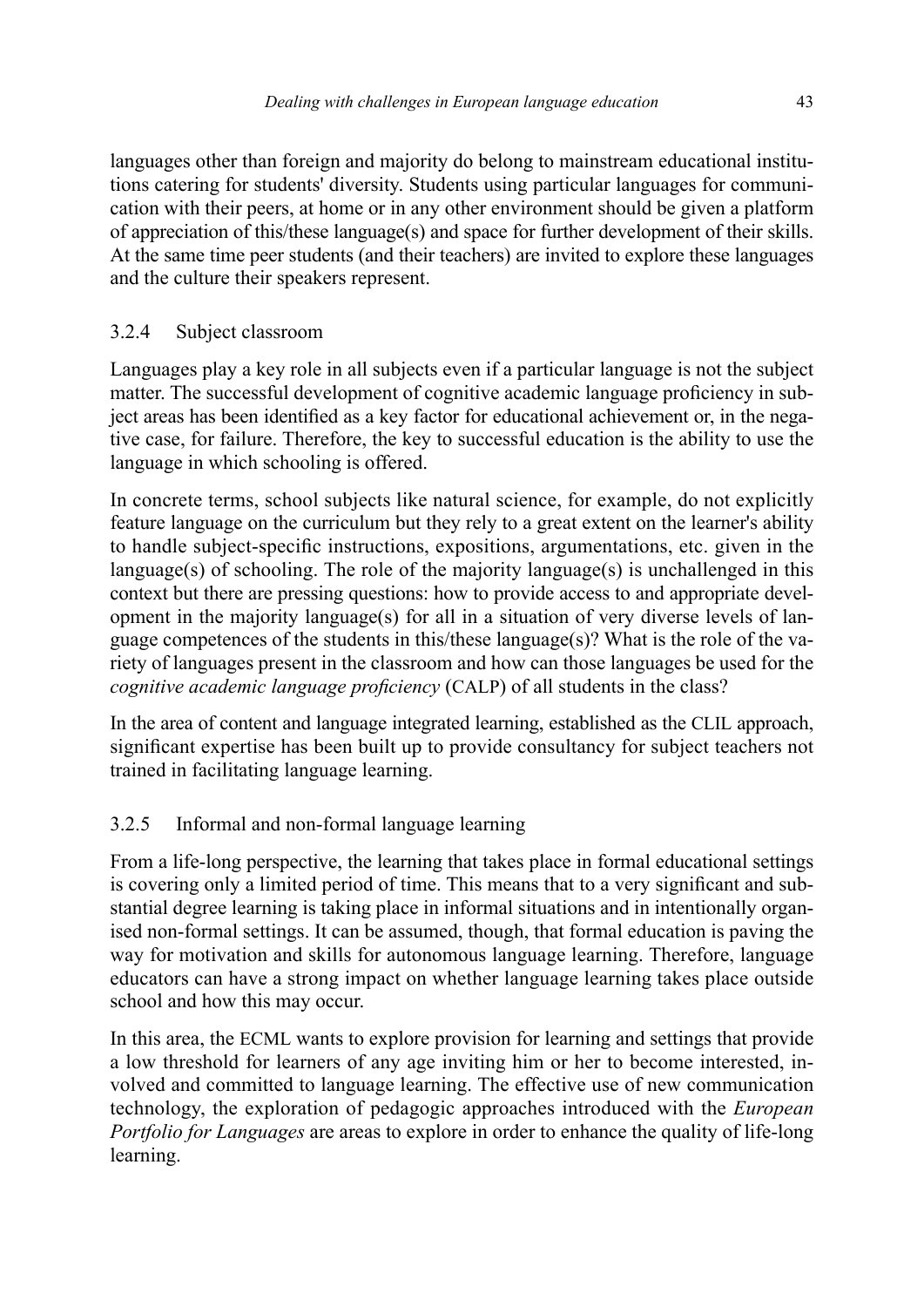languages other than foreign and majority do belong to mainstream educational institutions catering for students' diversity. Students using particular languages for communication with their peers, at home or in any other environment should be given a platform of appreciation of this/these language(s) and space for further development of their skills. At the same time peer students (and their teachers) are invited to explore these languages and the culture their speakers represent.

### 3.2.4 Subject classroom

Languages play a key role in all subjects even if a particular language is not the subject matter. The successful development of cognitive academic language proficiency in subject areas has been identified as a key factor for educational achievement or, in the negative case, for failure. Therefore, the key to successful education is the ability to use the language in which schooling is offered.

In concrete terms, school subjects like natural science, for example, do not explicitly feature language on the curriculum but they rely to a great extent on the learner's ability to handle subject-specific instructions, expositions, argumentations, etc. given in the language(s) of schooling. The role of the majority language(s) is unchallenged in this context but there are pressing questions: how to provide access to and appropriate development in the majority language(s) for all in a situation of very diverse levels of language competences of the students in this/these language(s)? What is the role of the variety of languages present in the classroom and how can those languages be used for the *cognitive academic language proficiency* (CALP) of all students in the class?

In the area of content and language integrated learning, established as the CLIL approach, significant expertise has been built up to provide consultancy for subject teachers not trained in facilitating language learning.

### 3.2.5 Informal and non-formal language learning

From a life-long perspective, the learning that takes place in formal educational settings is covering only a limited period of time. This means that to a very significant and substantial degree learning is taking place in informal situations and in intentionally organised non-formal settings. It can be assumed, though, that formal education is paving the way for motivation and skills for autonomous language learning. Therefore, language educators can have a strong impact on whether language learning takes place outside school and how this may occur.

In this area, the ECML wants to explore provision for learning and settings that provide a low threshold for learners of any age inviting him or her to become interested, involved and committed to language learning. The effective use of new communication technology, the exploration of pedagogic approaches introduced with the *European Portfolio for Languages* are areas to explore in order to enhance the quality of life-long learning.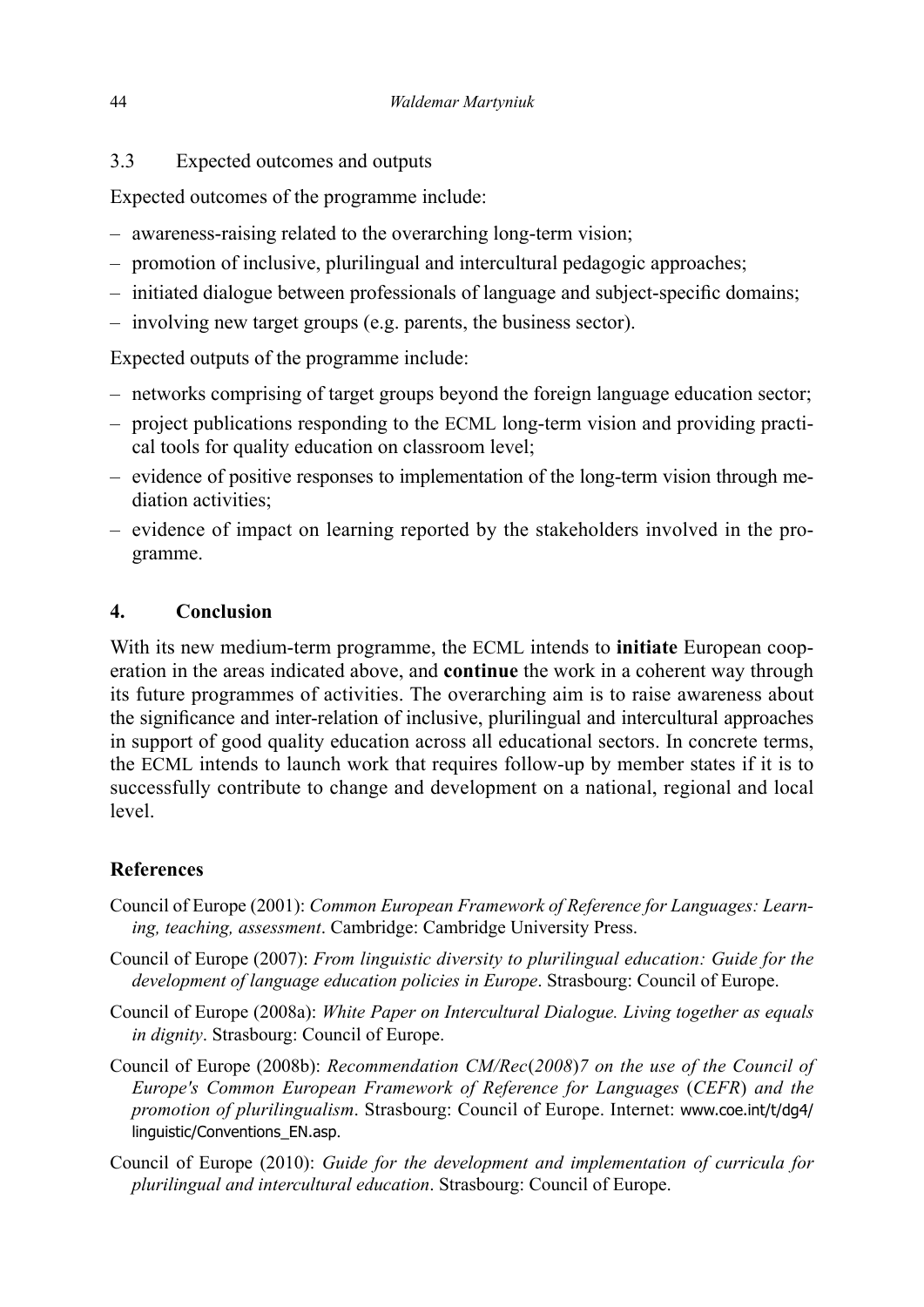### 3.3 Expected outcomes and outputs

Expected outcomes of the programme include:

- awareness-raising related to the overarching long-term vision;
- promotion of inclusive, plurilingual and intercultural pedagogic approaches;
- initiated dialogue between professionals of language and subject-specific domains;
- involving new target groups (e.g. parents, the business sector).

Expected outputs of the programme include:

- networks comprising of target groups beyond the foreign language education sector;
- project publications responding to the ECML long-term vision and providing practical tools for quality education on classroom level;
- evidence of positive responses to implementation of the long-term vision through mediation activities;
- evidence of impact on learning reported by the stakeholders involved in the programme.

## 4. Conclusion

With its new medium-term programme, the ECML intends to **initiate** European cooperation in the areas indicated above, and **continue** the work in a coherent way through its future programmes of activities. The overarching aim is to raise awareness about the significance and inter-relation of inclusive, plurilingual and intercultural approaches in support of good quality education across all educational sectors. In concrete terms, the ECML intends to launch work that requires follow-up by member states if it is to successfully contribute to change and development on a national, regional and local level.

## References

Council of Europe (2001): *Common European Framework of Reference for Languages: Learning, teaching, assessment*. Cambridge: Cambridge University Press.

Council of Europe (2007): *From linguistic diversity to plurilingual education: Guide for the development of language education policies in Europe*. Strasbourg: Council of Europe.

Council of Europe (2008a): *White Paper on Intercultural Dialogue. Living together as equals in dignity*. Strasbourg: Council of Europe.

Council of Europe (2008b): *Recommendation CM/Rec(2008)7 on the use of the Council of Europe's Common European Framework of Reference for Languages (CEFR) and the promotion of plurilingualism*. Strasbourg: Council of Europe. Internet: www.coe.int/t/dg4/linguistic/Conventions_EN.asp.

Council of Europe (2010): *Guide for the development and implementation of curricula for plurilingual and intercultural education*. Strasbourg: Council of Europe.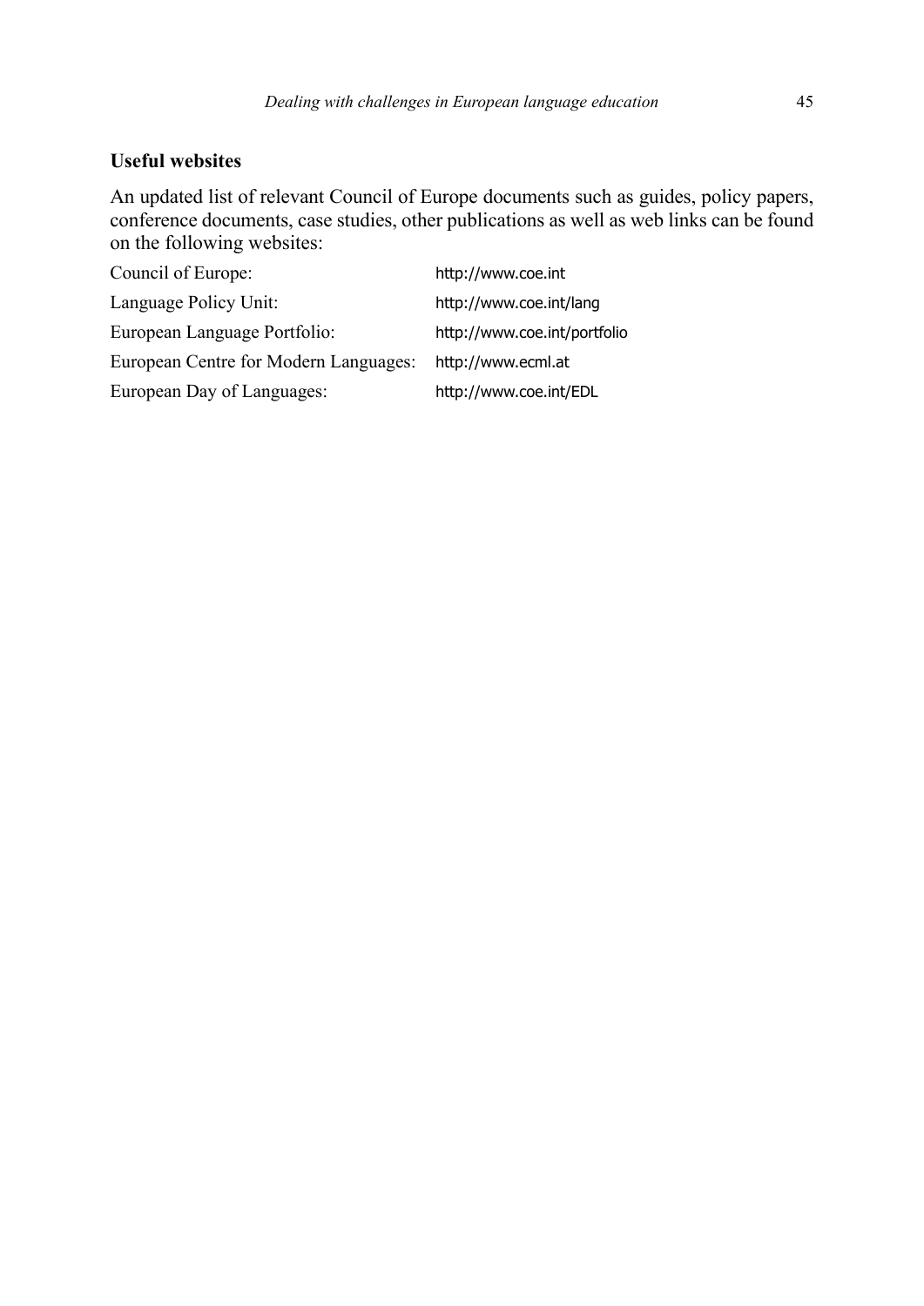## Useful websites

An updated list of relevant Council of Europe documents such as guides, policy papers, conference documents, case studies, other publications as well as web links can be found on the following websites:

| | |
|---|---|
| Council of Europe: | http://www.coe.int |
| Language Policy Unit: | http://www.coe.int/lang |
| European Language Portfolio: | http://www.coe.int/portfolio |
| European Centre for Modern Languages: | http://www.ecml.at |
| European Day of Languages: | http://www.coe.int/EDL |